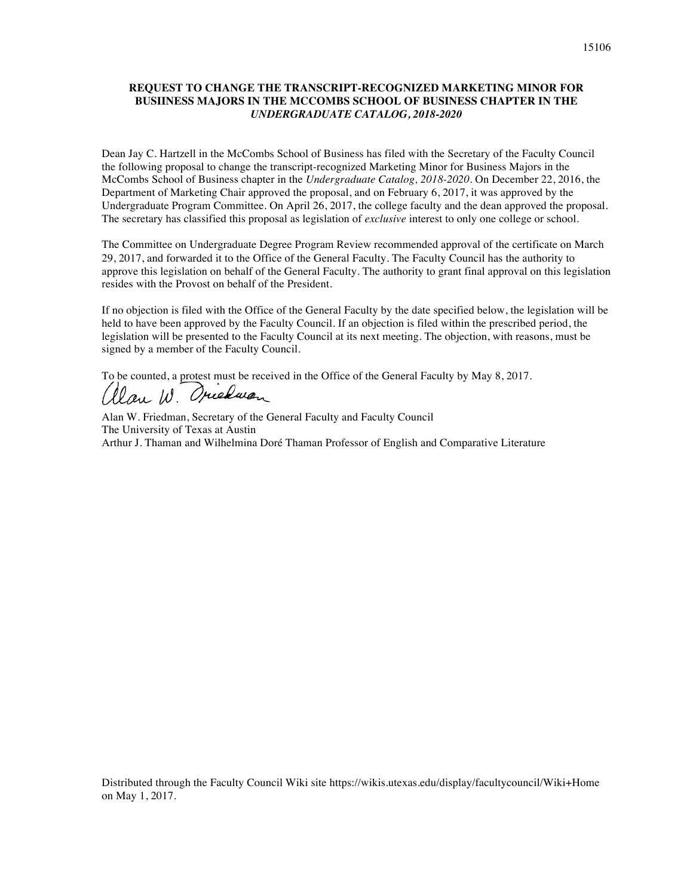**REQUEST TO CHANGE THE TRANSCRIPT-RECOGNIZED MARKETING MINOR FOR BUSIINESS MAJORS IN THE MCCOMBS SCHOOL OF BUSINESS CHAPTER IN THE *UNDERGRADUATE CATALOG, 2018-2020***

Dean Jay C. Hartzell in the McCombs School of Business has filed with the Secretary of the Faculty Council the following proposal to change the transcript-recognized Marketing Minor for Business Majors in the McCombs School of Business chapter in the *Undergraduate Catalog, 2018-2020*. On December 22, 2016, the Department of Marketing Chair approved the proposal, and on February 6, 2017, it was approved by the Undergraduate Program Committee. On April 26, 2017, the college faculty and the dean approved the proposal. The secretary has classified this proposal as legislation of *exclusive* interest to only one college or school.

The Committee on Undergraduate Degree Program Review recommended approval of the certificate on March 29, 2017, and forwarded it to the Office of the General Faculty. The Faculty Council has the authority to approve this legislation on behalf of the General Faculty. The authority to grant final approval on this legislation resides with the Provost on behalf of the President.

If no objection is filed with the Office of the General Faculty by the date specified below, the legislation will be held to have been approved by the Faculty Council. If an objection is filed within the prescribed period, the legislation will be presented to the Faculty Council at its next meeting. The objection, with reasons, must be signed by a member of the Faculty Council.

To be counted, a protest must be received in the Office of the General Faculty by May 8, 2017.

Alan W. Friedman, Secretary of the General Faculty and Faculty Council
The University of Texas at Austin
Arthur J. Thaman and Wilhelmina Doré Thaman Professor of English and Comparative Literature

Distributed through the Faculty Council Wiki site https://wikis.utexas.edu/display/facultycouncil/Wiki+Home on May 1, 2017.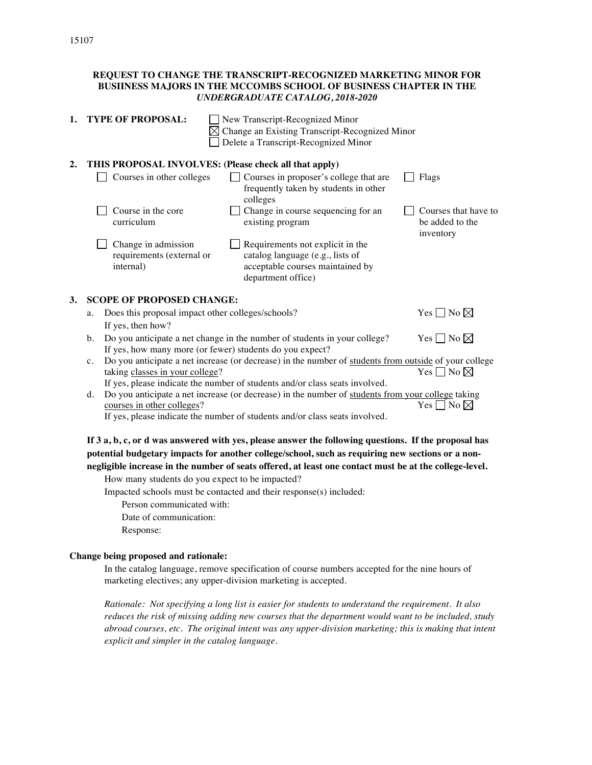15107

**REQUEST TO CHANGE THE TRANSCRIPT-RECOGNIZED MARKETING MINOR FOR BUSIINESS MAJORS IN THE MCCOMBS SCHOOL OF BUSINESS CHAPTER IN THE *UNDERGRADUATE CATALOG, 2018-2020***

**1. TYPE OF PROPOSAL:**

- ☐ New Transcript-Recognized Minor
- ☒ Change an Existing Transcript-Recognized Minor
- ☐ Delete a Transcript-Recognized Minor

**2. THIS PROPOSAL INVOLVES: (Please check all that apply)**

- ☐ Courses in other colleges
- ☐ Courses in proposer's college that are frequently taken by students in other colleges
- ☐ Flags
- ☐ Course in the core curriculum
- ☐ Change in course sequencing for an existing program
- ☐ Courses that have to be added to the inventory
- ☐ Change in admission requirements (external or internal)
- ☐ Requirements not explicit in the catalog language (e.g., lists of acceptable courses maintained by department office)

**3. SCOPE OF PROPOSED CHANGE:**

a. Does this proposal impact other colleges/schools? Yes ☐ No ☒
   If yes, then how?

b. Do you anticipate a net change in the number of students in your college? Yes ☐ No ☒
   If yes, how many more (or fewer) students do you expect?

c. Do you anticipate a net increase (or decrease) in the number of <u>students from outside</u> of your college taking <u>classes in your college</u>? Yes ☐ No ☒
   If yes, please indicate the number of students and/or class seats involved.

d. Do you anticipate a net increase (or decrease) in the number of <u>students from your college</u> taking <u>courses in other colleges</u>? Yes ☐ No ☒
   If yes, please indicate the number of students and/or class seats involved.

**If 3 a, b, c, or d was answered with yes, please answer the following questions. If the proposal has potential budgetary impacts for another college/school, such as requiring new sections or a non-negligible increase in the number of seats offered, at least one contact must be at the college-level.**

How many students do you expect to be impacted?

Impacted schools must be contacted and their response(s) included:

Person communicated with:

Date of communication:

Response:

**Change being proposed and rationale:**

In the catalog language, remove specification of course numbers accepted for the nine hours of marketing electives; any upper-division marketing is accepted.

*Rationale: Not specifying a long list is easier for students to understand the requirement. It also reduces the risk of missing adding new courses that the department would want to be included, study abroad courses, etc. The original intent was any upper-division marketing; this is making that intent explicit and simpler in the catalog language.*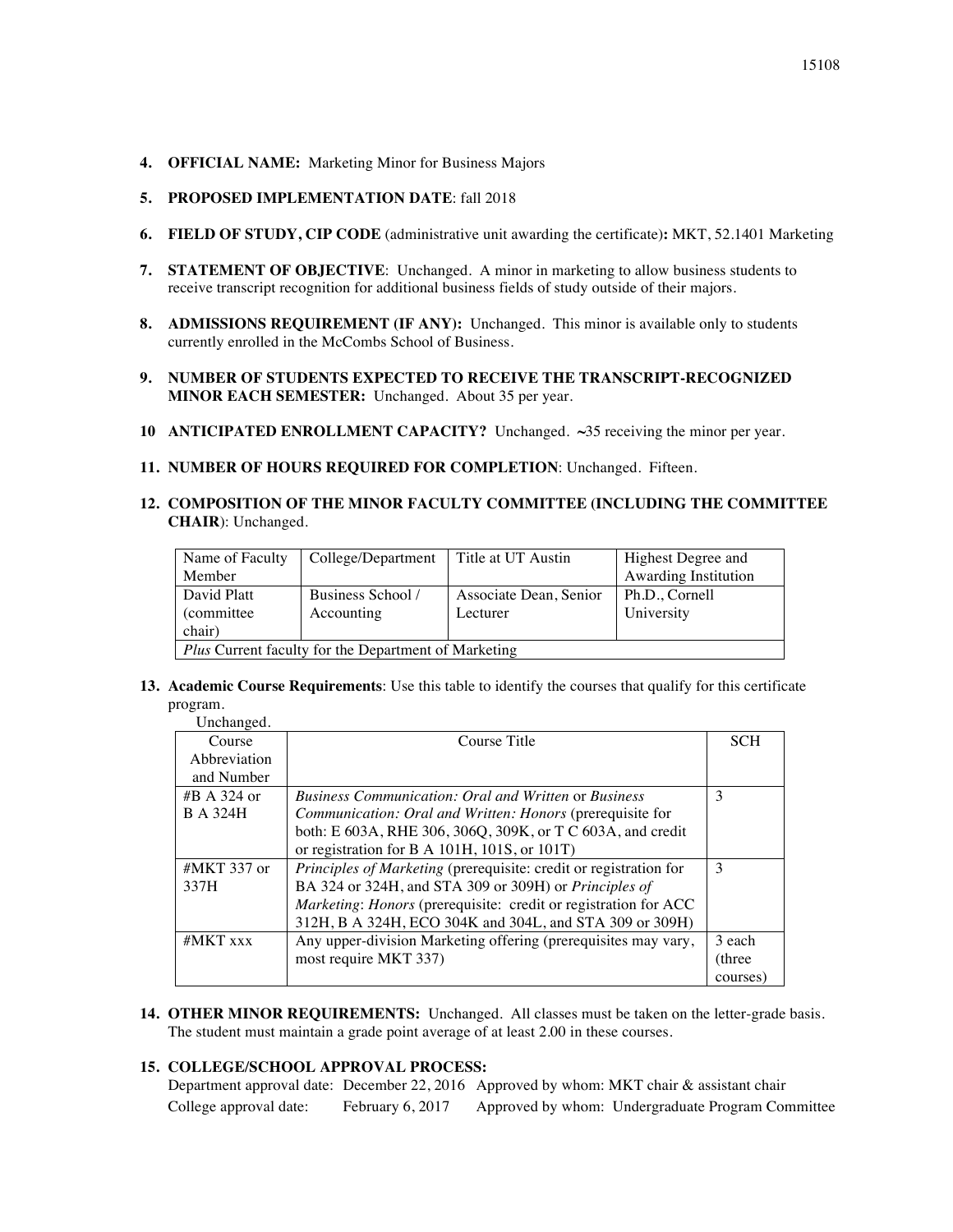4. **OFFICIAL NAME:** Marketing Minor for Business Majors

5. **PROPOSED IMPLEMENTATION DATE**: fall 2018

6. **FIELD OF STUDY, CIP CODE** (administrative unit awarding the certificate)**:** MKT, 52.1401 Marketing

7. **STATEMENT OF OBJECTIVE**: Unchanged. A minor in marketing to allow business students to receive transcript recognition for additional business fields of study outside of their majors.

8. **ADMISSIONS REQUIREMENT (IF ANY):** Unchanged. This minor is available only to students currently enrolled in the McCombs School of Business.

9. **NUMBER OF STUDENTS EXPECTED TO RECEIVE THE TRANSCRIPT-RECOGNIZED MINOR EACH SEMESTER:** Unchanged. About 35 per year.

10 **ANTICIPATED ENROLLMENT CAPACITY?** Unchanged. ~35 receiving the minor per year.

11. **NUMBER OF HOURS REQUIRED FOR COMPLETION**: Unchanged. Fifteen.

12. **COMPOSITION OF THE MINOR FACULTY COMMITTEE (INCLUDING THE COMMITTEE CHAIR)**: Unchanged.

| Name of Faculty Member | College/Department | Title at UT Austin | Highest Degree and Awarding Institution |
|---|---|---|---|
| David Platt (committee chair) | Business School / Accounting | Associate Dean, Senior Lecturer | Ph.D., Cornell University |
| *Plus* Current faculty for the Department of Marketing | | | |

13. **Academic Course Requirements**: Use this table to identify the courses that qualify for this certificate program.

Unchanged.

| Course Abbreviation and Number | Course Title | SCH |
|---|---|---|
| #B A 324 or B A 324H | *Business Communication: Oral and Written* or *Business Communication: Oral and Written: Honors* (prerequisite for both: E 603A, RHE 306, 306Q, 309K, or T C 603A, and credit or registration for B A 101H, 101S, or 101T) | 3 |
| #MKT 337 or 337H | *Principles of Marketing* (prerequisite: credit or registration for BA 324 or 324H, and STA 309 or 309H) or *Principles of Marketing: Honors* (prerequisite: credit or registration for ACC 312H, B A 324H, ECO 304K and 304L, and STA 309 or 309H) | 3 |
| #MKT xxx | Any upper-division Marketing offering (prerequisites may vary, most require MKT 337) | 3 each (three courses) |

14. **OTHER MINOR REQUIREMENTS:** Unchanged. All classes must be taken on the letter-grade basis. The student must maintain a grade point average of at least 2.00 in these courses.

15. **COLLEGE/SCHOOL APPROVAL PROCESS:**

Department approval date: December 22, 2016 Approved by whom: MKT chair & assistant chair

College approval date: February 6, 2017 Approved by whom: Undergraduate Program Committee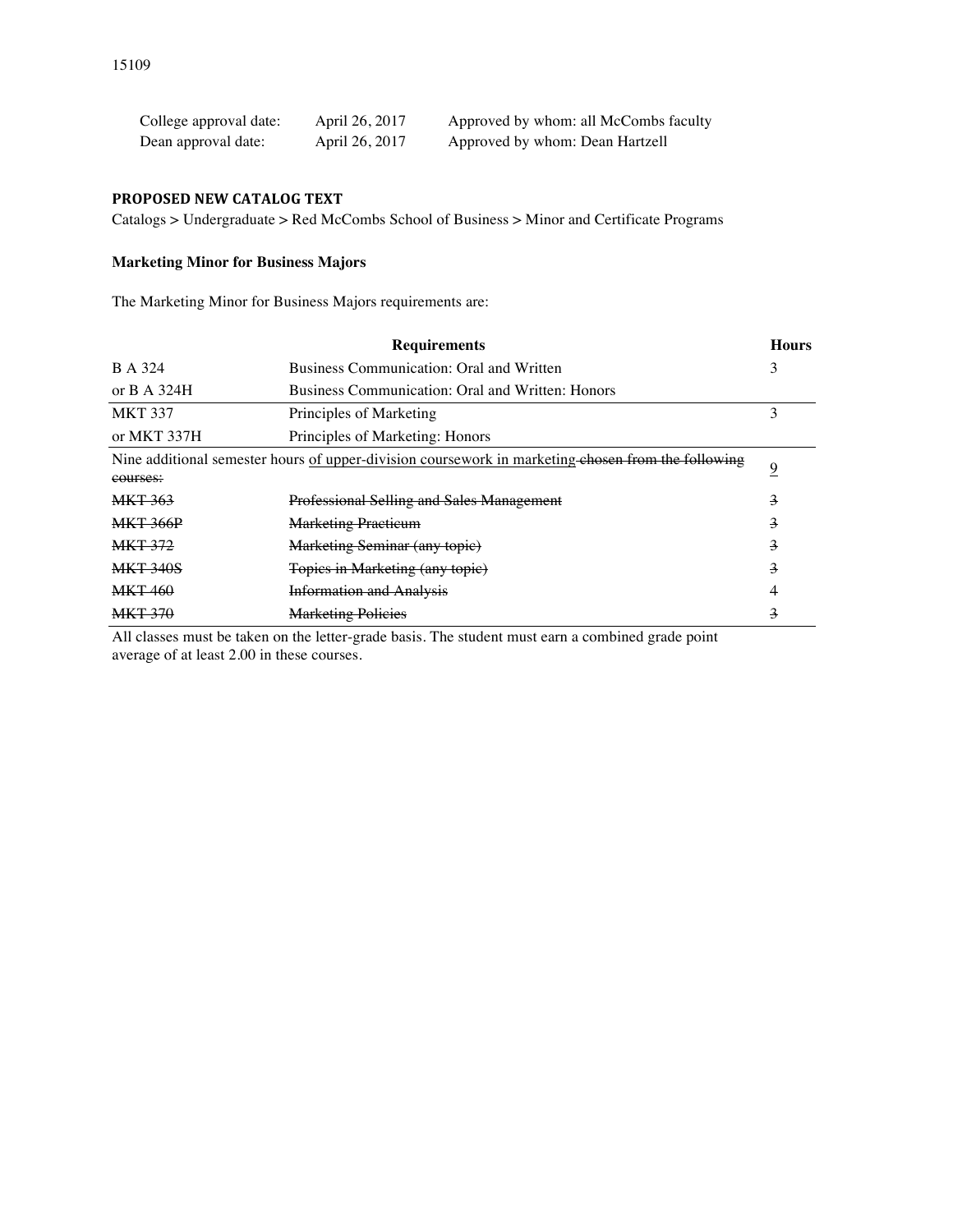15109

| | | |
|---|---|---|
| College approval date: | April 26, 2017 | Approved by whom: all McCombs faculty |
| Dean approval date: | April 26, 2017 | Approved by whom: Dean Hartzell |

**PROPOSED NEW CATALOG TEXT**

Catalogs > Undergraduate > Red McCombs School of Business > Minor and Certificate Programs

**Marketing Minor for Business Majors**

The Marketing Minor for Business Majors requirements are:

| | Requirements | Hours |
|---|---|---|
| B A 324 | Business Communication: Oral and Written | 3 |
| or B A 324H | Business Communication: Oral and Written: Honors | |
| MKT 337 | Principles of Marketing | 3 |
| or MKT 337H | Principles of Marketing: Honors | |
| Nine additional semester hours <u>of upper-division coursework in marketing</u> ~~chosen from the following courses:~~ | | <u>9</u> |
| ~~MKT 363~~ | ~~Professional Selling and Sales Management~~ | ~~3~~ |
| ~~MKT 366P~~ | ~~Marketing Practicum~~ | ~~3~~ |
| ~~MKT 372~~ | ~~Marketing Seminar (any topic)~~ | ~~3~~ |
| ~~MKT 340S~~ | ~~Topics in Marketing (any topic)~~ | ~~3~~ |
| ~~MKT 460~~ | ~~Information and Analysis~~ | ~~4~~ |
| ~~MKT 370~~ | ~~Marketing Policies~~ | ~~3~~ |

All classes must be taken on the letter-grade basis. The student must earn a combined grade point average of at least 2.00 in these courses.